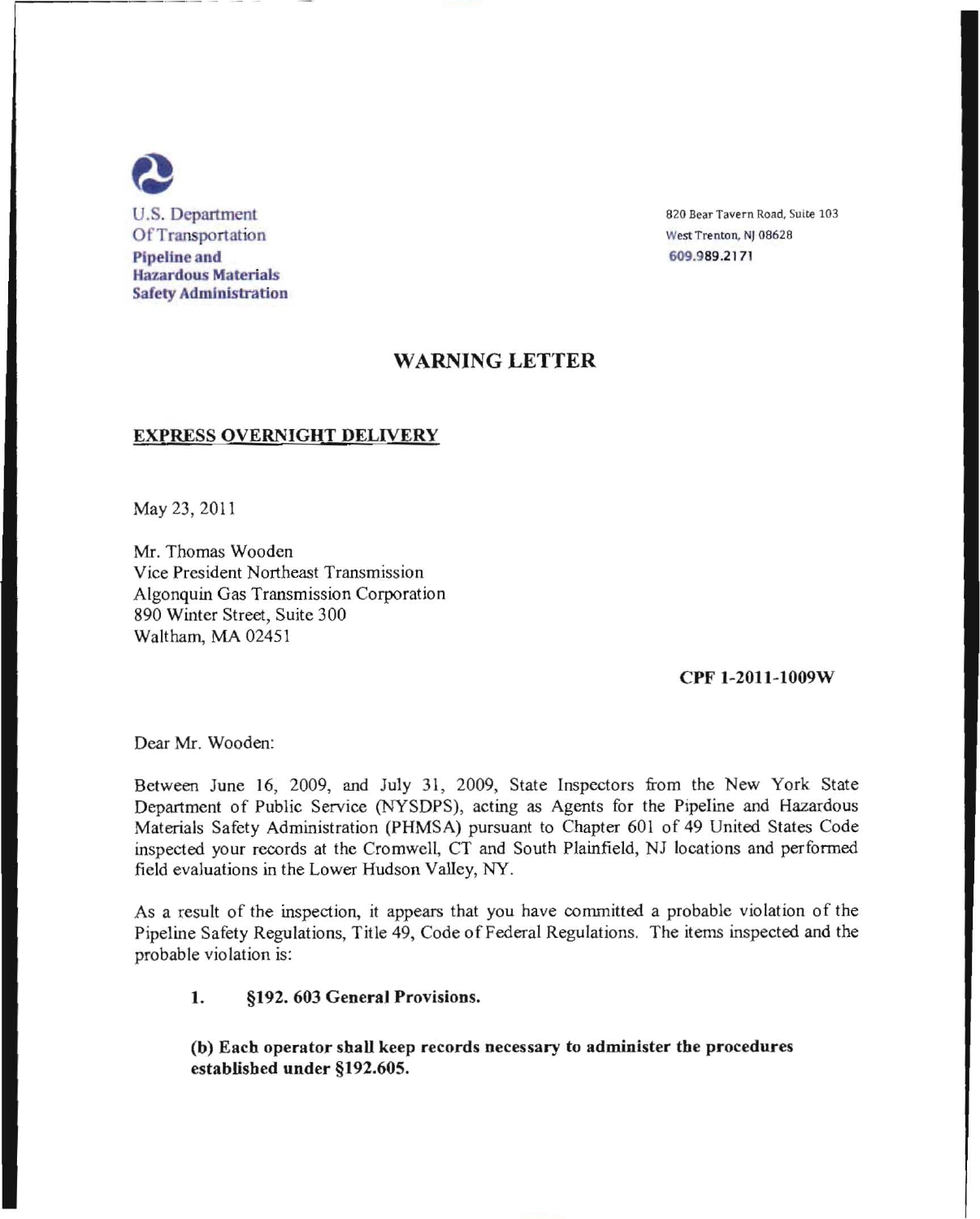U.S. Department
Of Transportation
**Pipeline and Hazardous Materials Safety Administration**

820 Bear Tavern Road, Suite 103
West Trenton, NJ 08628
609.989.2171

# WARNING LETTER

**EXPRESS OVERNIGHT DELIVERY**

May 23, 2011

Mr. Thomas Wooden
Vice President Northeast Transmission
Algonquin Gas Transmission Corporation
890 Winter Street, Suite 300
Waltham, MA 02451

**CPF 1-2011-1009W**

Dear Mr. Wooden:

Between June 16, 2009, and July 31, 2009, State Inspectors from the New York State Department of Public Service (NYSDPS), acting as Agents for the Pipeline and Hazardous Materials Safety Administration (PHMSA) pursuant to Chapter 601 of 49 United States Code inspected your records at the Cromwell, CT and South Plainfield, NJ locations and performed field evaluations in the Lower Hudson Valley, NY.

As a result of the inspection, it appears that you have committed a probable violation of the Pipeline Safety Regulations, Title 49, Code of Federal Regulations. The items inspected and the probable violation is:

1. **§192. 603 General Provisions.**

**(b) Each operator shall keep records necessary to administer the procedures established under §192.605.**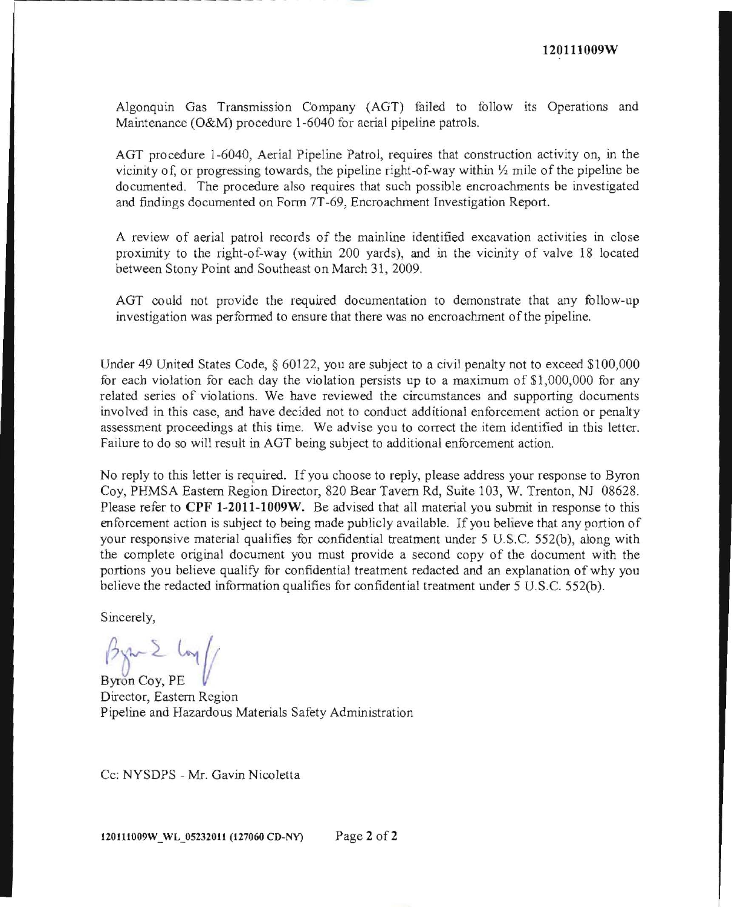Algonquin Gas Transmission Company (AGT) failed to follow its Operations and Maintenance (O&M) procedure 1-6040 for aerial pipeline patrols.

AGT procedure 1-6040, Aerial Pipeline Patrol, requires that construction activity on, in the vicinity of, or progressing towards, the pipeline right-of-way within ½ mile of the pipeline be documented. The procedure also requires that such possible encroachments be investigated and findings documented on Form 7T-69, Encroachment Investigation Report.

A review of aerial patrol records of the mainline identified excavation activities in close proximity to the right-of-way (within 200 yards), and in the vicinity of valve 18 located between Stony Point and Southeast on March 31, 2009.

AGT could not provide the required documentation to demonstrate that any follow-up investigation was performed to ensure that there was no encroachment of the pipeline.

Under 49 United States Code, § 60122, you are subject to a civil penalty not to exceed $100,000 for each violation for each day the violation persists up to a maximum of $1,000,000 for any related series of violations. We have reviewed the circumstances and supporting documents involved in this case, and have decided not to conduct additional enforcement action or penalty assessment proceedings at this time. We advise you to correct the item identified in this letter. Failure to do so will result in AGT being subject to additional enforcement action.

No reply to this letter is required. If you choose to reply, please address your response to Byron Coy, PHMSA Eastern Region Director, 820 Bear Tavern Rd, Suite 103, W. Trenton, NJ 08628. Please refer to **CPF 1-2011-1009W.** Be advised that all material you submit in response to this enforcement action is subject to being made publicly available. If you believe that any portion of your responsive material qualifies for confidential treatment under 5 U.S.C. 552(b), along with the complete original document you must provide a second copy of the document with the portions you believe qualify for confidential treatment redacted and an explanation of why you believe the redacted information qualifies for confidential treatment under 5 U.S.C. 552(b).

Sincerely,

Byron Coy, PE
Director, Eastern Region
Pipeline and Hazardous Materials Safety Administration

Cc: NYSDPS - Mr. Gavin Nicoletta